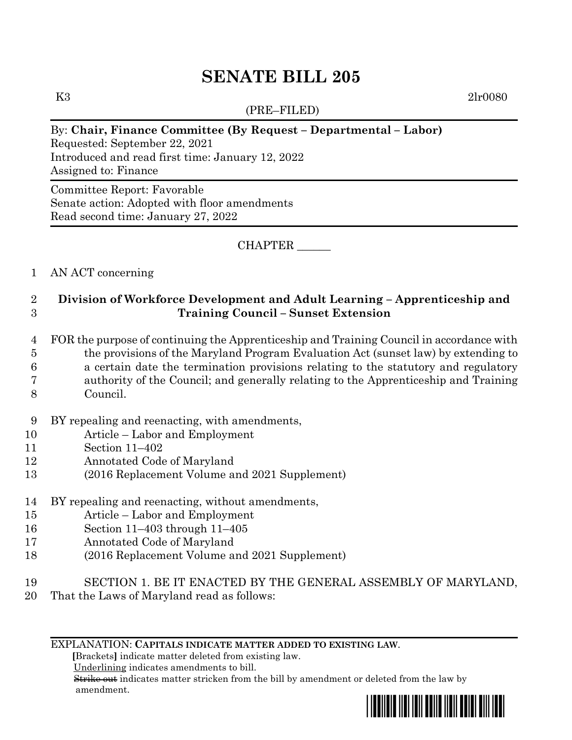# SENATE BILL 205

K3 2lr0080

(PRE–FILED)

By: **Chair, Finance Committee (By Request – Departmental – Labor)**
Requested: September 22, 2021
Introduced and read first time: January 12, 2022
Assigned to: Finance

Committee Report: Favorable
Senate action: Adopted with floor amendments
Read second time: January 27, 2022

CHAPTER ______

1 AN ACT concerning

2 **Division of Workforce Development and Adult Learning – Apprenticeship and**
3 **Training Council – Sunset Extension**

4 FOR the purpose of continuing the Apprenticeship and Training Council in accordance with
5 the provisions of the Maryland Program Evaluation Act (sunset law) by extending to
6 a certain date the termination provisions relating to the statutory and regulatory
7 authority of the Council; and generally relating to the Apprenticeship and Training
8 Council.

9 BY repealing and reenacting, with amendments,
10 Article – Labor and Employment
11 Section 11–402
12 Annotated Code of Maryland
13 (2016 Replacement Volume and 2021 Supplement)

14 BY repealing and reenacting, without amendments,
15 Article – Labor and Employment
16 Section 11–403 through 11–405
17 Annotated Code of Maryland
18 (2016 Replacement Volume and 2021 Supplement)

19 SECTION 1. BE IT ENACTED BY THE GENERAL ASSEMBLY OF MARYLAND,
20 That the Laws of Maryland read as follows:

EXPLANATION: **CAPITALS INDICATE MATTER ADDED TO EXISTING LAW.**
[Brackets] indicate matter deleted from existing law.
Underlining indicates amendments to bill.
~~Strike out~~ indicates matter stricken from the bill by amendment or deleted from the law by amendment.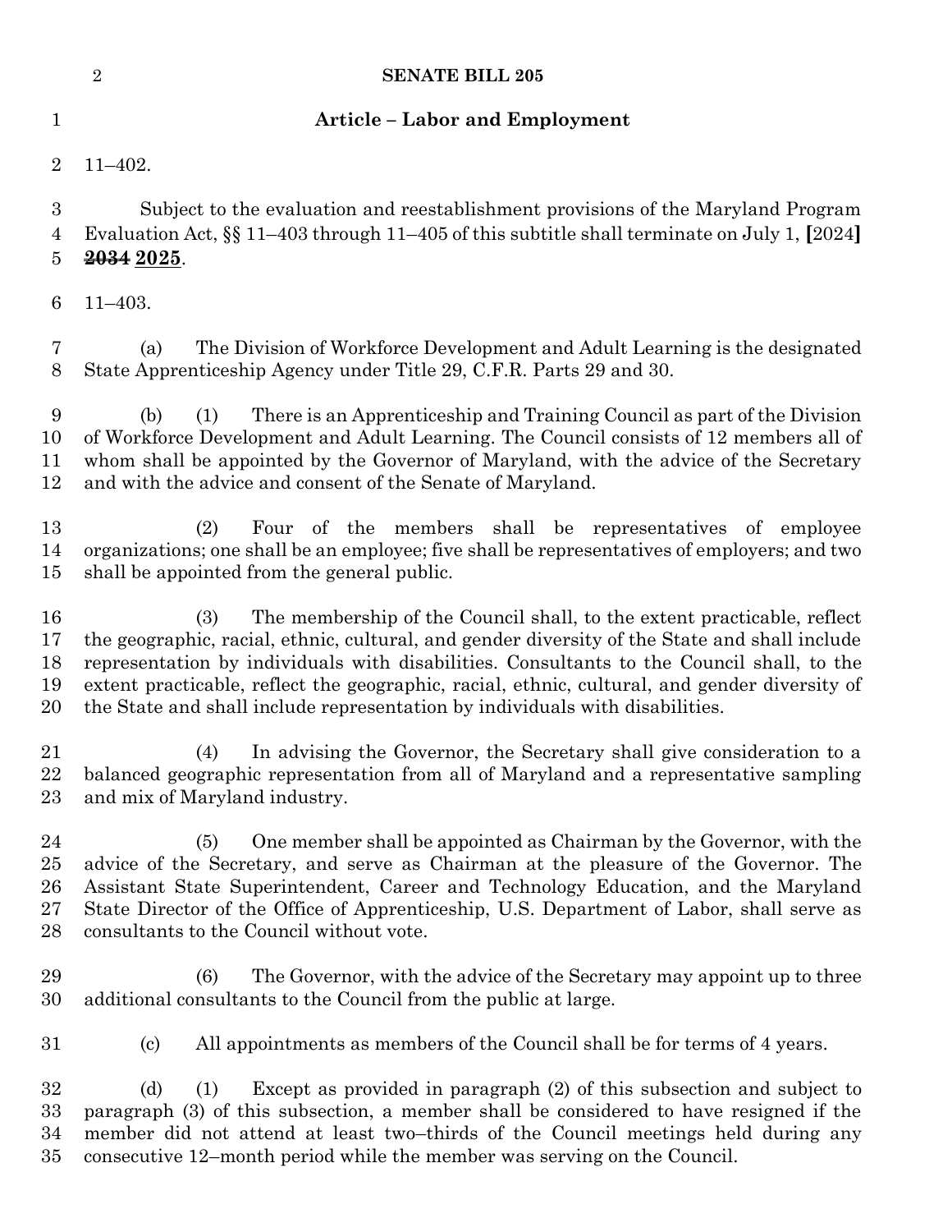**Article – Labor and Employment**

11–402.

Subject to the evaluation and reestablishment provisions of the Maryland Program Evaluation Act, §§ 11–403 through 11–405 of this subtitle shall terminate on July 1, **[**2024**]** ~~2034~~ **2025**.

11–403.

(a) The Division of Workforce Development and Adult Learning is the designated State Apprenticeship Agency under Title 29, C.F.R. Parts 29 and 30.

(b) (1) There is an Apprenticeship and Training Council as part of the Division of Workforce Development and Adult Learning. The Council consists of 12 members all of whom shall be appointed by the Governor of Maryland, with the advice of the Secretary and with the advice and consent of the Senate of Maryland.

(2) Four of the members shall be representatives of employee organizations; one shall be an employee; five shall be representatives of employers; and two shall be appointed from the general public.

(3) The membership of the Council shall, to the extent practicable, reflect the geographic, racial, ethnic, cultural, and gender diversity of the State and shall include representation by individuals with disabilities. Consultants to the Council shall, to the extent practicable, reflect the geographic, racial, ethnic, cultural, and gender diversity of the State and shall include representation by individuals with disabilities.

(4) In advising the Governor, the Secretary shall give consideration to a balanced geographic representation from all of Maryland and a representative sampling and mix of Maryland industry.

(5) One member shall be appointed as Chairman by the Governor, with the advice of the Secretary, and serve as Chairman at the pleasure of the Governor. The Assistant State Superintendent, Career and Technology Education, and the Maryland State Director of the Office of Apprenticeship, U.S. Department of Labor, shall serve as consultants to the Council without vote.

(6) The Governor, with the advice of the Secretary may appoint up to three additional consultants to the Council from the public at large.

(c) All appointments as members of the Council shall be for terms of 4 years.

(d) (1) Except as provided in paragraph (2) of this subsection and subject to paragraph (3) of this subsection, a member shall be considered to have resigned if the member did not attend at least two–thirds of the Council meetings held during any consecutive 12–month period while the member was serving on the Council.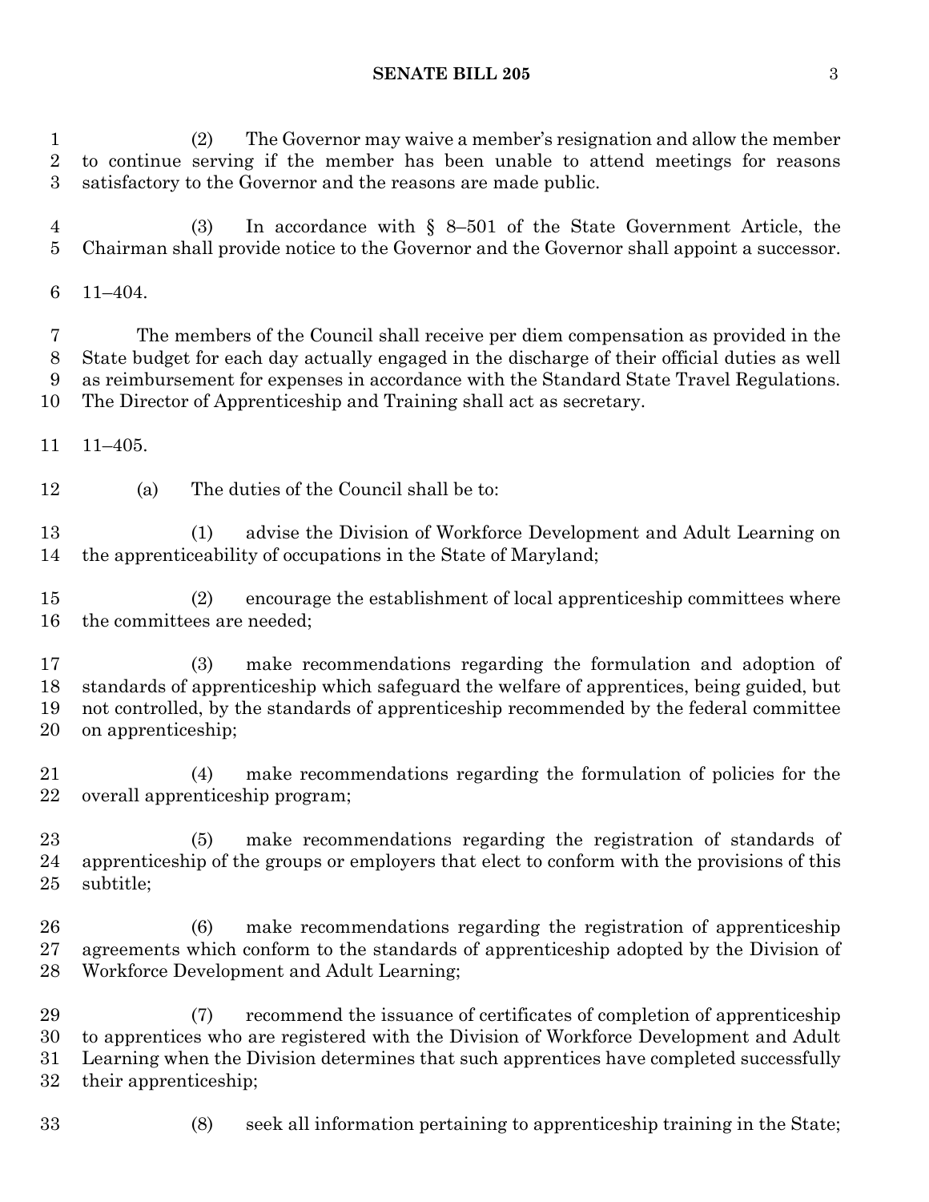(2) The Governor may waive a member's resignation and allow the member to continue serving if the member has been unable to attend meetings for reasons satisfactory to the Governor and the reasons are made public.

(3) In accordance with § 8–501 of the State Government Article, the Chairman shall provide notice to the Governor and the Governor shall appoint a successor.

11–404.

The members of the Council shall receive per diem compensation as provided in the State budget for each day actually engaged in the discharge of their official duties as well as reimbursement for expenses in accordance with the Standard State Travel Regulations. The Director of Apprenticeship and Training shall act as secretary.

11–405.

(a) The duties of the Council shall be to:

(1) advise the Division of Workforce Development and Adult Learning on the apprenticeability of occupations in the State of Maryland;

(2) encourage the establishment of local apprenticeship committees where the committees are needed;

(3) make recommendations regarding the formulation and adoption of standards of apprenticeship which safeguard the welfare of apprentices, being guided, but not controlled, by the standards of apprenticeship recommended by the federal committee on apprenticeship;

(4) make recommendations regarding the formulation of policies for the overall apprenticeship program;

(5) make recommendations regarding the registration of standards of apprenticeship of the groups or employers that elect to conform with the provisions of this subtitle;

(6) make recommendations regarding the registration of apprenticeship agreements which conform to the standards of apprenticeship adopted by the Division of Workforce Development and Adult Learning;

(7) recommend the issuance of certificates of completion of apprenticeship to apprentices who are registered with the Division of Workforce Development and Adult Learning when the Division determines that such apprentices have completed successfully their apprenticeship;

(8) seek all information pertaining to apprenticeship training in the State;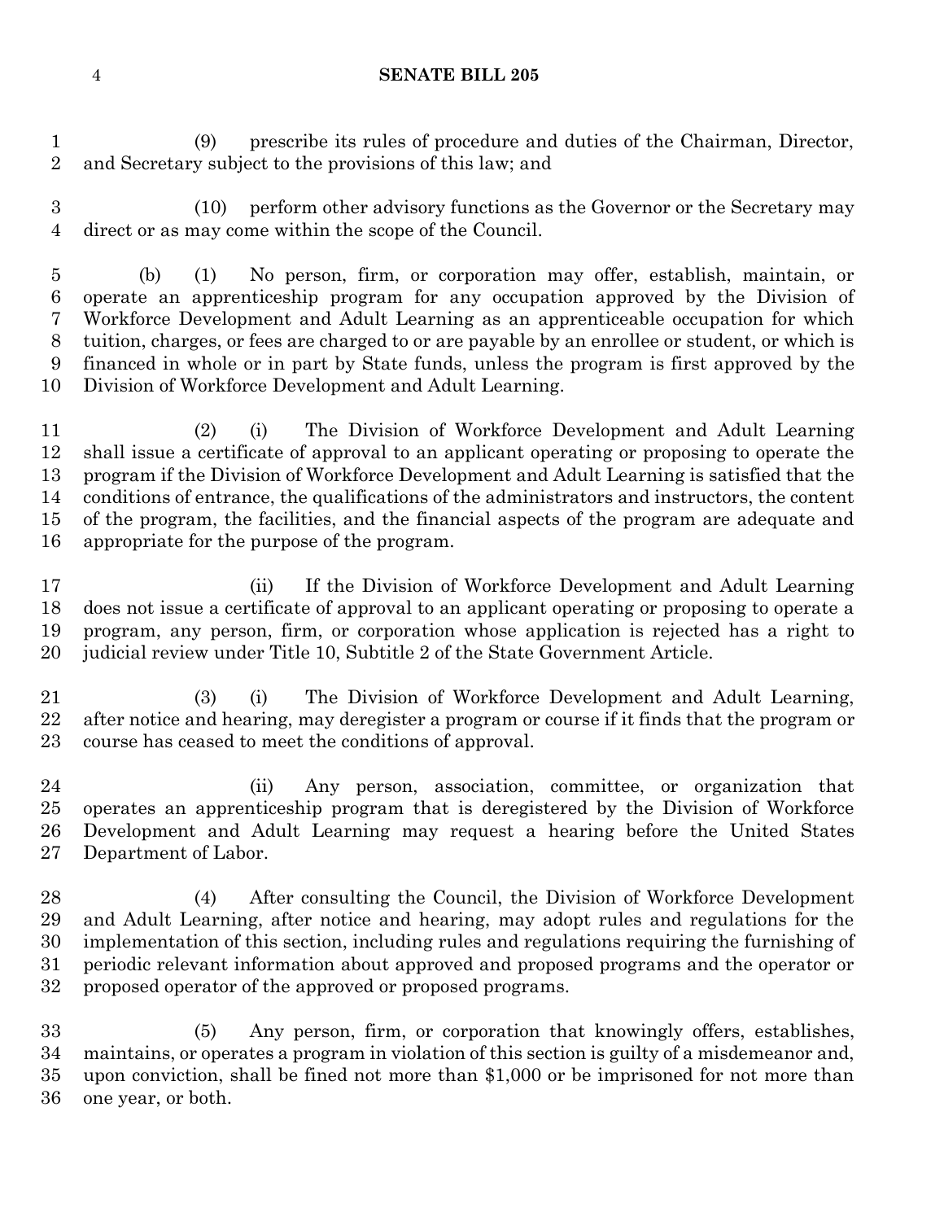(9) prescribe its rules of procedure and duties of the Chairman, Director, and Secretary subject to the provisions of this law; and

(10) perform other advisory functions as the Governor or the Secretary may direct or as may come within the scope of the Council.

(b) (1) No person, firm, or corporation may offer, establish, maintain, or operate an apprenticeship program for any occupation approved by the Division of Workforce Development and Adult Learning as an apprenticeable occupation for which tuition, charges, or fees are charged to or are payable by an enrollee or student, or which is financed in whole or in part by State funds, unless the program is first approved by the Division of Workforce Development and Adult Learning.

(2) (i) The Division of Workforce Development and Adult Learning shall issue a certificate of approval to an applicant operating or proposing to operate the program if the Division of Workforce Development and Adult Learning is satisfied that the conditions of entrance, the qualifications of the administrators and instructors, the content of the program, the facilities, and the financial aspects of the program are adequate and appropriate for the purpose of the program.

(ii) If the Division of Workforce Development and Adult Learning does not issue a certificate of approval to an applicant operating or proposing to operate a program, any person, firm, or corporation whose application is rejected has a right to judicial review under Title 10, Subtitle 2 of the State Government Article.

(3) (i) The Division of Workforce Development and Adult Learning, after notice and hearing, may deregister a program or course if it finds that the program or course has ceased to meet the conditions of approval.

(ii) Any person, association, committee, or organization that operates an apprenticeship program that is deregistered by the Division of Workforce Development and Adult Learning may request a hearing before the United States Department of Labor.

(4) After consulting the Council, the Division of Workforce Development and Adult Learning, after notice and hearing, may adopt rules and regulations for the implementation of this section, including rules and regulations requiring the furnishing of periodic relevant information about approved and proposed programs and the operator or proposed operator of the approved or proposed programs.

(5) Any person, firm, or corporation that knowingly offers, establishes, maintains, or operates a program in violation of this section is guilty of a misdemeanor and, upon conviction, shall be fined not more than $1,000 or be imprisoned for not more than one year, or both.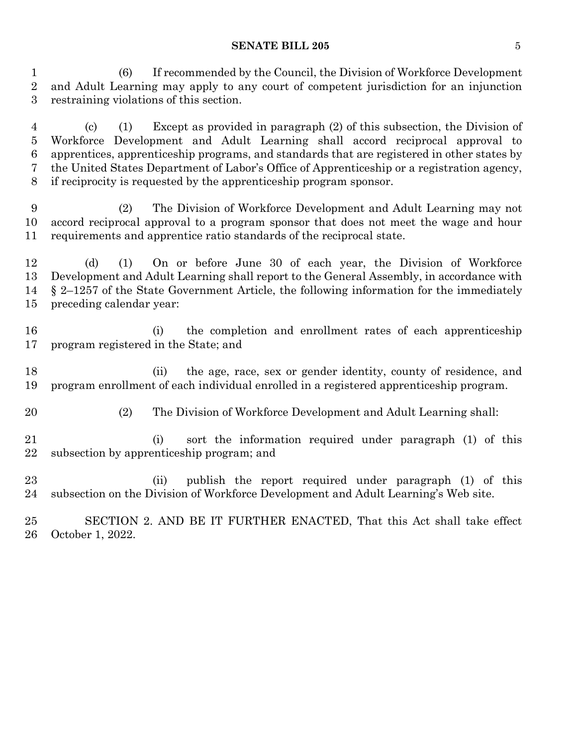(6) If recommended by the Council, the Division of Workforce Development and Adult Learning may apply to any court of competent jurisdiction for an injunction restraining violations of this section.

(c) (1) Except as provided in paragraph (2) of this subsection, the Division of Workforce Development and Adult Learning shall accord reciprocal approval to apprentices, apprenticeship programs, and standards that are registered in other states by the United States Department of Labor's Office of Apprenticeship or a registration agency, if reciprocity is requested by the apprenticeship program sponsor.

(2) The Division of Workforce Development and Adult Learning may not accord reciprocal approval to a program sponsor that does not meet the wage and hour requirements and apprentice ratio standards of the reciprocal state.

(d) (1) On or before June 30 of each year, the Division of Workforce Development and Adult Learning shall report to the General Assembly, in accordance with § 2–1257 of the State Government Article, the following information for the immediately preceding calendar year:

(i) the completion and enrollment rates of each apprenticeship program registered in the State; and

(ii) the age, race, sex or gender identity, county of residence, and program enrollment of each individual enrolled in a registered apprenticeship program.

(2) The Division of Workforce Development and Adult Learning shall:

(i) sort the information required under paragraph (1) of this subsection by apprenticeship program; and

(ii) publish the report required under paragraph (1) of this subsection on the Division of Workforce Development and Adult Learning's Web site.

SECTION 2. AND BE IT FURTHER ENACTED, That this Act shall take effect October 1, 2022.